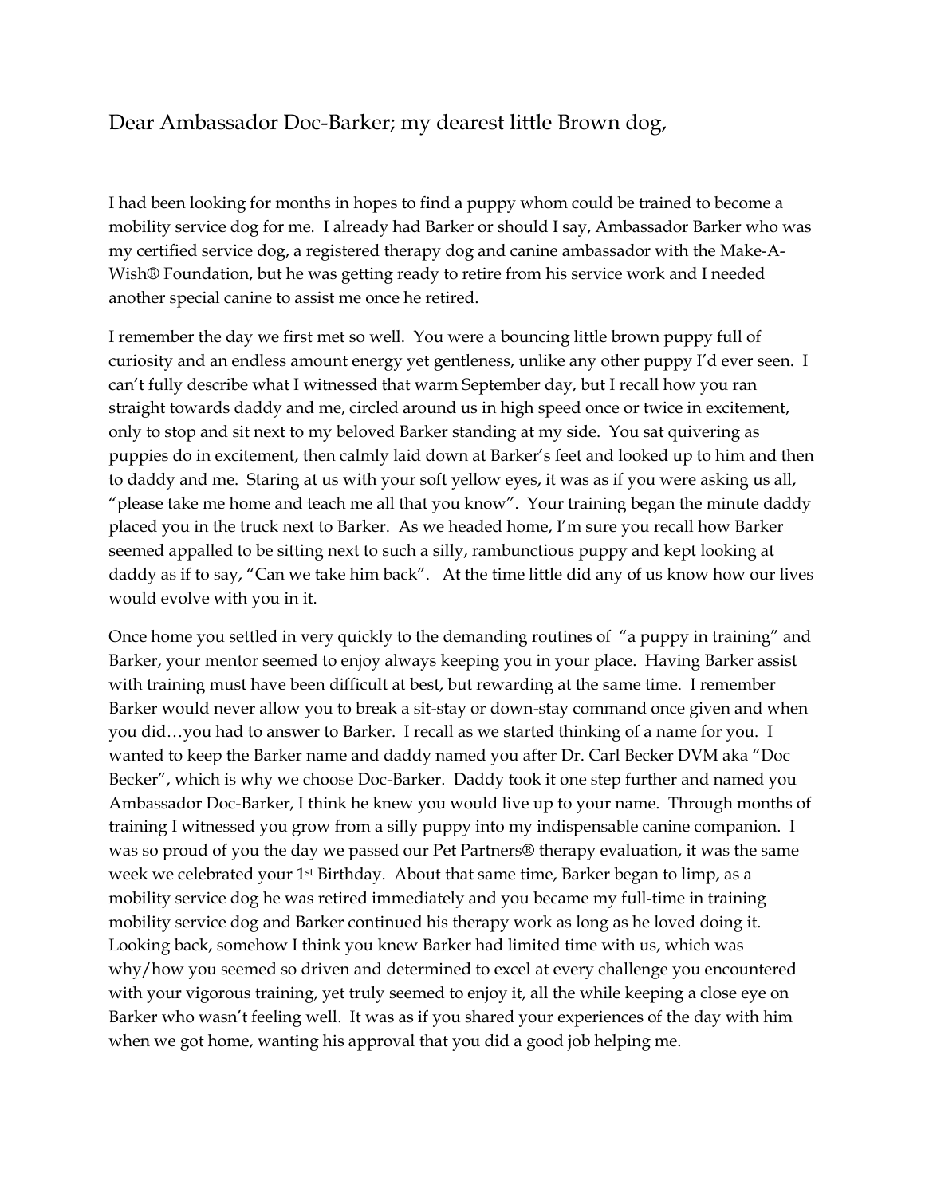Dear Ambassador Doc-Barker; my dearest little Brown dog,

I had been looking for months in hopes to find a puppy whom could be trained to become a mobility service dog for me. I already had Barker or should I say, Ambassador Barker who was my certified service dog, a registered therapy dog and canine ambassador with the Make-A-Wish® Foundation, but he was getting ready to retire from his service work and I needed another special canine to assist me once he retired.

I remember the day we first met so well. You were a bouncing little brown puppy full of curiosity and an endless amount energy yet gentleness, unlike any other puppy I'd ever seen. I can't fully describe what I witnessed that warm September day, but I recall how you ran straight towards daddy and me, circled around us in high speed once or twice in excitement, only to stop and sit next to my beloved Barker standing at my side. You sat quivering as puppies do in excitement, then calmly laid down at Barker's feet and looked up to him and then to daddy and me. Staring at us with your soft yellow eyes, it was as if you were asking us all, "please take me home and teach me all that you know". Your training began the minute daddy placed you in the truck next to Barker. As we headed home, I'm sure you recall how Barker seemed appalled to be sitting next to such a silly, rambunctious puppy and kept looking at daddy as if to say, "Can we take him back". At the time little did any of us know how our lives would evolve with you in it.

Once home you settled in very quickly to the demanding routines of "a puppy in training" and Barker, your mentor seemed to enjoy always keeping you in your place. Having Barker assist with training must have been difficult at best, but rewarding at the same time. I remember Barker would never allow you to break a sit-stay or down-stay command once given and when you did…you had to answer to Barker. I recall as we started thinking of a name for you. I wanted to keep the Barker name and daddy named you after Dr. Carl Becker DVM aka "Doc Becker", which is why we choose Doc-Barker. Daddy took it one step further and named you Ambassador Doc-Barker, I think he knew you would live up to your name. Through months of training I witnessed you grow from a silly puppy into my indispensable canine companion. I was so proud of you the day we passed our Pet Partners® therapy evaluation, it was the same week we celebrated your 1st Birthday. About that same time, Barker began to limp, as a mobility service dog he was retired immediately and you became my full-time in training mobility service dog and Barker continued his therapy work as long as he loved doing it. Looking back, somehow I think you knew Barker had limited time with us, which was why/how you seemed so driven and determined to excel at every challenge you encountered with your vigorous training, yet truly seemed to enjoy it, all the while keeping a close eye on Barker who wasn't feeling well. It was as if you shared your experiences of the day with him when we got home, wanting his approval that you did a good job helping me.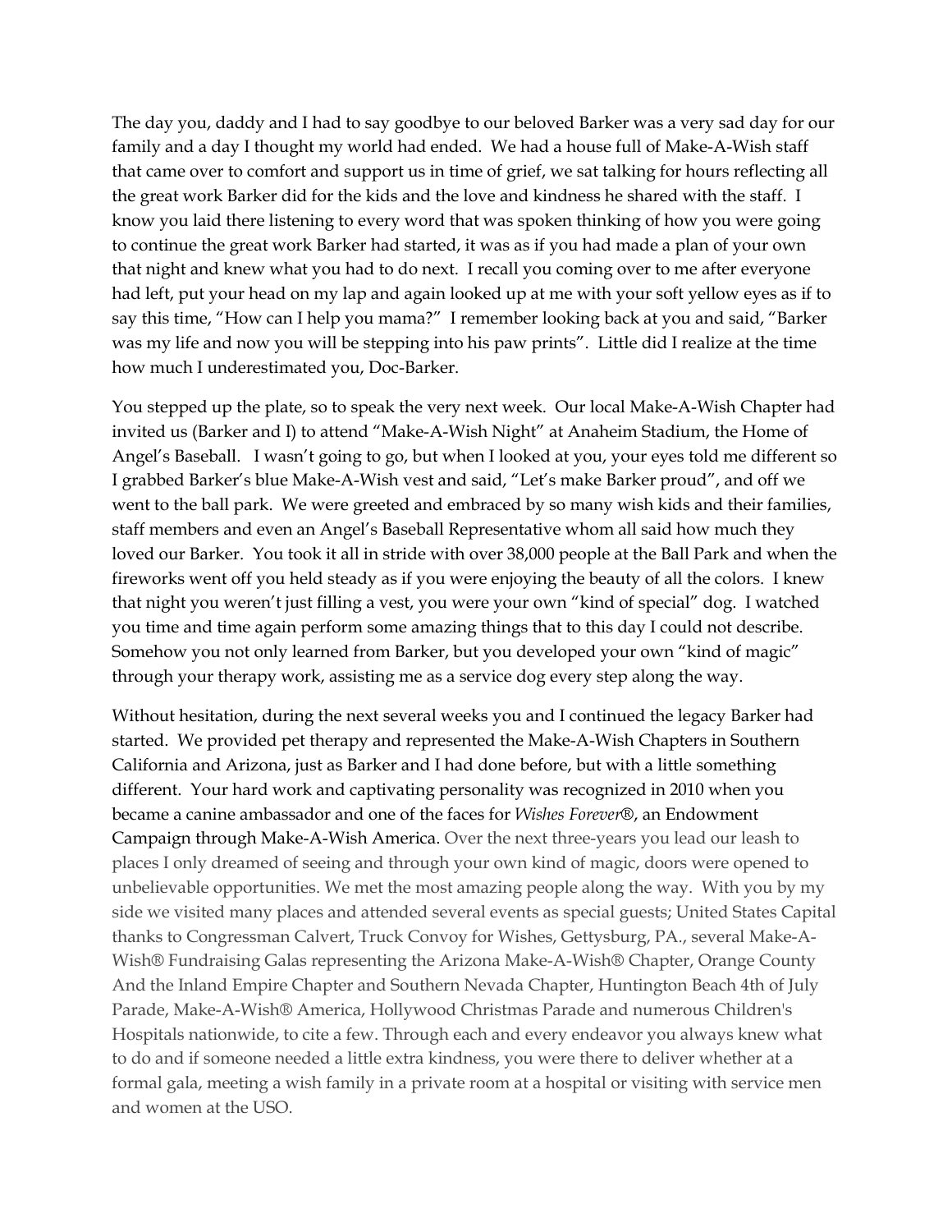The day you, daddy and I had to say goodbye to our beloved Barker was a very sad day for our family and a day I thought my world had ended. We had a house full of Make-A-Wish staff that came over to comfort and support us in time of grief, we sat talking for hours reflecting all the great work Barker did for the kids and the love and kindness he shared with the staff. I know you laid there listening to every word that was spoken thinking of how you were going to continue the great work Barker had started, it was as if you had made a plan of your own that night and knew what you had to do next. I recall you coming over to me after everyone had left, put your head on my lap and again looked up at me with your soft yellow eyes as if to say this time, "How can I help you mama?" I remember looking back at you and said, "Barker was my life and now you will be stepping into his paw prints". Little did I realize at the time how much I underestimated you, Doc-Barker.

You stepped up the plate, so to speak the very next week. Our local Make-A-Wish Chapter had invited us (Barker and I) to attend "Make-A-Wish Night" at Anaheim Stadium, the Home of Angel's Baseball. I wasn't going to go, but when I looked at you, your eyes told me different so I grabbed Barker's blue Make-A-Wish vest and said, "Let's make Barker proud", and off we went to the ball park. We were greeted and embraced by so many wish kids and their families, staff members and even an Angel's Baseball Representative whom all said how much they loved our Barker. You took it all in stride with over 38,000 people at the Ball Park and when the fireworks went off you held steady as if you were enjoying the beauty of all the colors. I knew that night you weren't just filling a vest, you were your own "kind of special" dog. I watched you time and time again perform some amazing things that to this day I could not describe. Somehow you not only learned from Barker, but you developed your own "kind of magic" through your therapy work, assisting me as a service dog every step along the way.

Without hesitation, during the next several weeks you and I continued the legacy Barker had started. We provided pet therapy and represented the Make-A-Wish Chapters in Southern California and Arizona, just as Barker and I had done before, but with a little something different. Your hard work and captivating personality was recognized in 2010 when you became a canine ambassador and one of the faces for *Wishes Forever*®, an Endowment Campaign through Make-A-Wish America. Over the next three-years you lead our leash to places I only dreamed of seeing and through your own kind of magic, doors were opened to unbelievable opportunities. We met the most amazing people along the way. With you by my side we visited many places and attended several events as special guests; United States Capital thanks to Congressman Calvert, Truck Convoy for Wishes, Gettysburg, PA., several Make-A-Wish® Fundraising Galas representing the Arizona Make-A-Wish® Chapter, Orange County And the Inland Empire Chapter and Southern Nevada Chapter, Huntington Beach 4th of July Parade, Make-A-Wish® America, Hollywood Christmas Parade and numerous Children's Hospitals nationwide, to cite a few. Through each and every endeavor you always knew what to do and if someone needed a little extra kindness, you were there to deliver whether at a formal gala, meeting a wish family in a private room at a hospital or visiting with service men and women at the USO.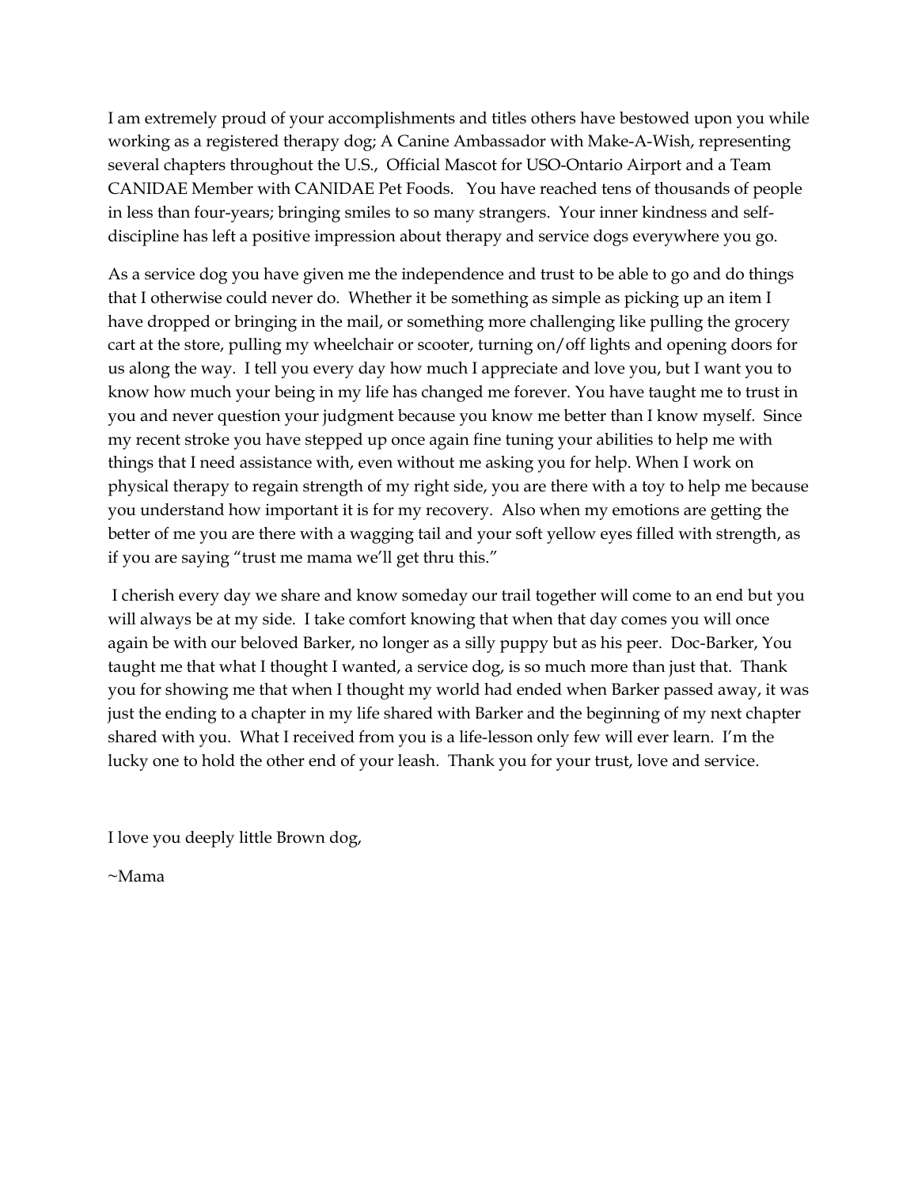I am extremely proud of your accomplishments and titles others have bestowed upon you while working as a registered therapy dog; A Canine Ambassador with Make-A-Wish, representing several chapters throughout the U.S., Official Mascot for USO-Ontario Airport and a Team CANIDAE Member with CANIDAE Pet Foods. You have reached tens of thousands of people in less than four-years; bringing smiles to so many strangers. Your inner kindness and self-discipline has left a positive impression about therapy and service dogs everywhere you go.

As a service dog you have given me the independence and trust to be able to go and do things that I otherwise could never do. Whether it be something as simple as picking up an item I have dropped or bringing in the mail, or something more challenging like pulling the grocery cart at the store, pulling my wheelchair or scooter, turning on/off lights and opening doors for us along the way. I tell you every day how much I appreciate and love you, but I want you to know how much your being in my life has changed me forever. You have taught me to trust in you and never question your judgment because you know me better than I know myself. Since my recent stroke you have stepped up once again fine tuning your abilities to help me with things that I need assistance with, even without me asking you for help. When I work on physical therapy to regain strength of my right side, you are there with a toy to help me because you understand how important it is for my recovery. Also when my emotions are getting the better of me you are there with a wagging tail and your soft yellow eyes filled with strength, as if you are saying "trust me mama we'll get thru this."

I cherish every day we share and know someday our trail together will come to an end but you will always be at my side. I take comfort knowing that when that day comes you will once again be with our beloved Barker, no longer as a silly puppy but as his peer. Doc-Barker, You taught me that what I thought I wanted, a service dog, is so much more than just that. Thank you for showing me that when I thought my world had ended when Barker passed away, it was just the ending to a chapter in my life shared with Barker and the beginning of my next chapter shared with you. What I received from you is a life-lesson only few will ever learn. I'm the lucky one to hold the other end of your leash. Thank you for your trust, love and service.

I love you deeply little Brown dog,

~Mama